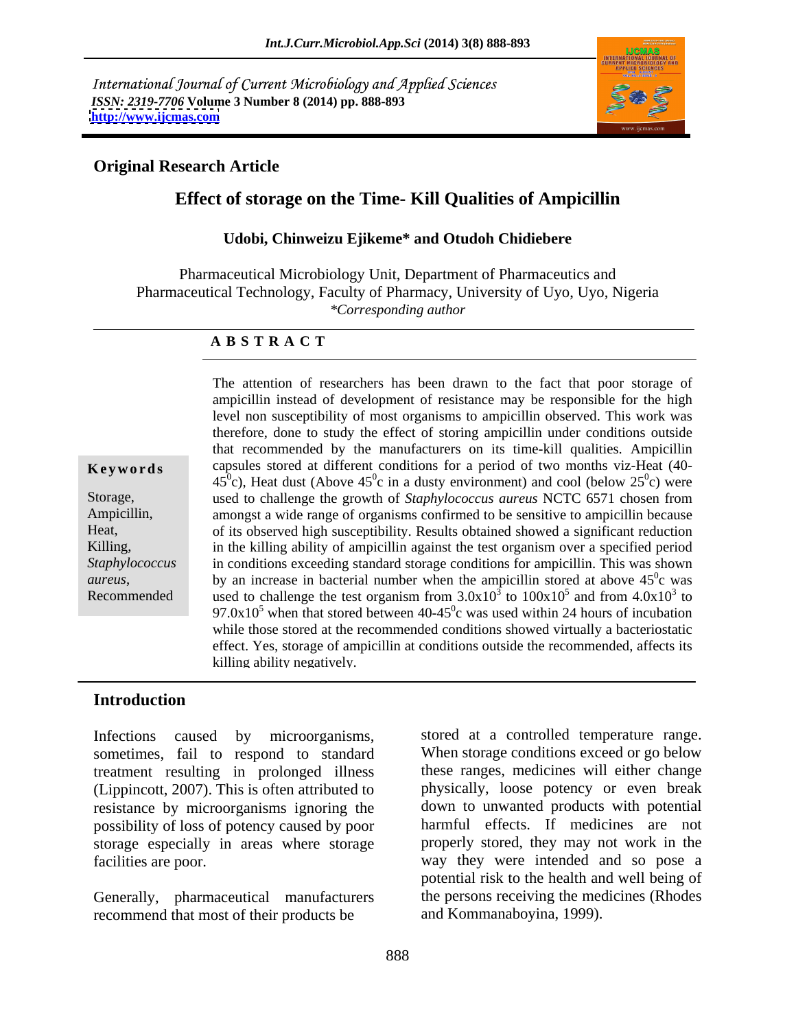International Journal of Current Microbiology and Applied Sciences
*ISSN: 2319-7706* **Volume 3 Number 8 (2014) pp. 888-893**
**http://www.ijcmas.com**

**Original Research Article**

# Effect of storage on the Time- Kill Qualities of Ampicillin

**Udobi, Chinweizu Ejikeme\* and Otudoh Chidiebere**

Pharmaceutical Microbiology Unit, Department of Pharmaceutics and Pharmaceutical Technology, Faculty of Pharmacy, University of Uyo, Uyo, Nigeria
*\*Corresponding author*

## A B S T R A C T

**Keywords**

Storage, Ampicillin, Heat, Killing, *Staphylococcus aureus*, Recommended

The attention of researchers has been drawn to the fact that poor storage of ampicillin instead of development of resistance may be responsible for the high level non susceptibility of most organisms to ampicillin observed. This work was therefore, done to study the effect of storing ampicillin under conditions outside that recommended by the manufacturers on its time-kill qualities. Ampicillin capsules stored at different conditions for a period of two months viz-Heat (40-$45^0$c), Heat dust (Above $45^0$c in a dusty environment) and cool (below $25^0$c) were used to challenge the growth of *Staphylococcus aureus* NCTC 6571 chosen from amongst a wide range of organisms confirmed to be sensitive to ampicillin because of its observed high susceptibility. Results obtained showed a significant reduction in the killing ability of ampicillin against the test organism over a specified period in conditions exceeding standard storage conditions for ampicillin. This was shown by an increase in bacterial number when the ampicillin stored at above $45^0$c was used to challenge the test organism from $3.0x10^3$ to $100x10^5$ and from $4.0x10^3$ to $97.0x10^5$ when that stored between 40-$45^0$c was used within 24 hours of incubation while those stored at the recommended conditions showed virtually a bacteriostatic effect. Yes, storage of ampicillin at conditions outside the recommended, affects its killing ability negatively.

## Introduction

Infections caused by microorganisms, sometimes, fail to respond to standard treatment resulting in prolonged illness (Lippincott, 2007). This is often attributed to resistance by microorganisms ignoring the possibility of loss of potency caused by poor storage especially in areas where storage facilities are poor.

Generally, pharmaceutical manufacturers recommend that most of their products be stored at a controlled temperature range. When storage conditions exceed or go below these ranges, medicines will either change physically, loose potency or even break down to unwanted products with potential harmful effects. If medicines are not properly stored, they may not work in the way they were intended and so pose a potential risk to the health and well being of the persons receiving the medicines (Rhodes and Kommanaboyina, 1999).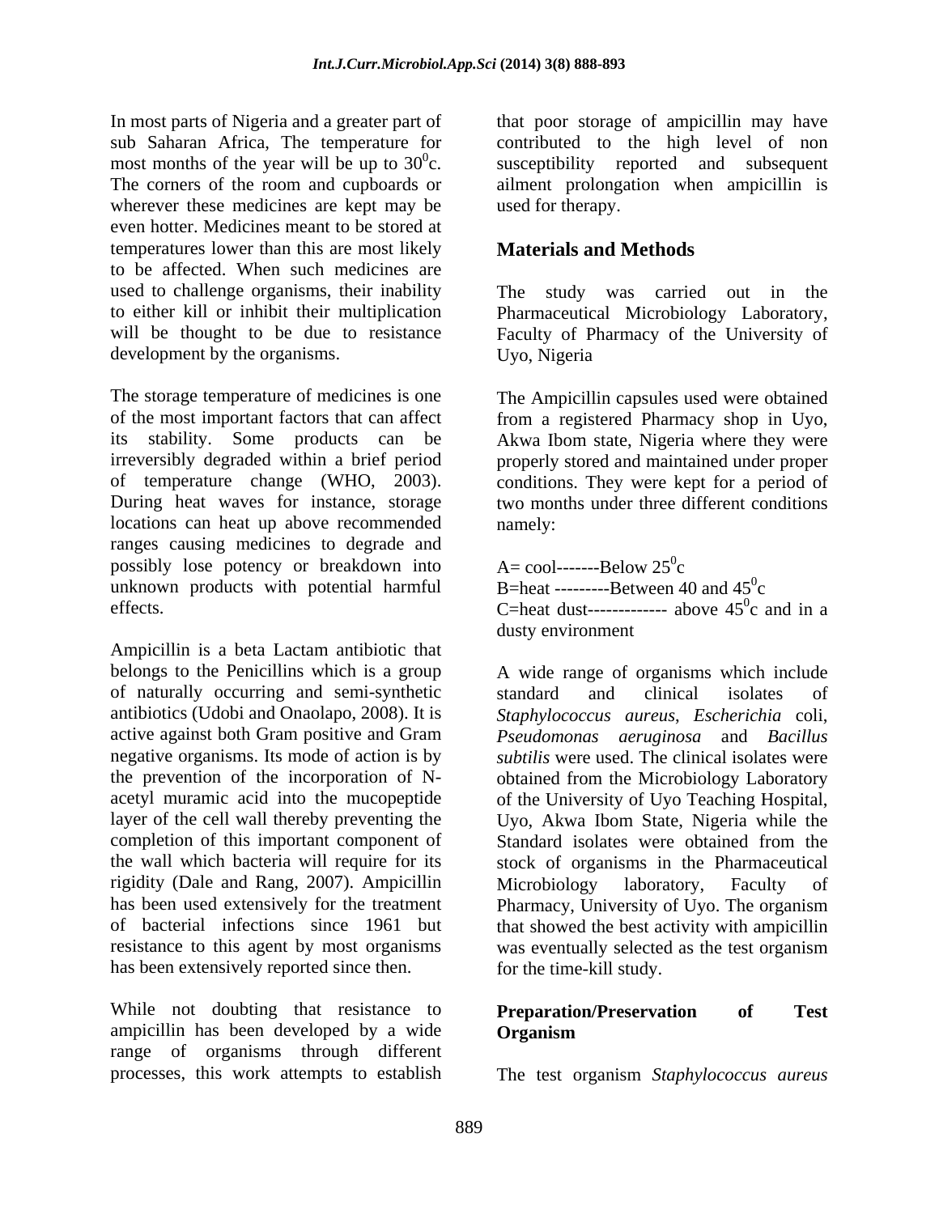In most parts of Nigeria and a greater part of sub Saharan Africa, The temperature for most months of the year will be up to $30^0$c. The corners of the room and cupboards or wherever these medicines are kept may be even hotter. Medicines meant to be stored at temperatures lower than this are most likely to be affected. When such medicines are used to challenge organisms, their inability to either kill or inhibit their multiplication will be thought to be due to resistance development by the organisms.

The storage temperature of medicines is one of the most important factors that can affect its stability. Some products can be irreversibly degraded within a brief period of temperature change (WHO, 2003). During heat waves for instance, storage locations can heat up above recommended ranges causing medicines to degrade and possibly lose potency or breakdown into unknown products with potential harmful effects.

Ampicillin is a beta Lactam antibiotic that belongs to the Penicillins which is a group of naturally occurring and semi-synthetic antibiotics (Udobi and Onaolapo, 2008). It is active against both Gram positive and Gram negative organisms. Its mode of action is by the prevention of the incorporation of N-acetyl muramic acid into the mucopeptide layer of the cell wall thereby preventing the completion of this important component of the wall which bacteria will require for its rigidity (Dale and Rang, 2007). Ampicillin has been used extensively for the treatment of bacterial infections since 1961 but resistance to this agent by most organisms has been extensively reported since then.

While not doubting that resistance to ampicillin has been developed by a wide range of organisms through different processes, this work attempts to establish that poor storage of ampicillin may have contributed to the high level of non susceptibility reported and subsequent ailment prolongation when ampicillin is used for therapy.

## Materials and Methods

The study was carried out in the Pharmaceutical Microbiology Laboratory, Faculty of Pharmacy of the University of Uyo, Nigeria

The Ampicillin capsules used were obtained from a registered Pharmacy shop in Uyo, Akwa Ibom state, Nigeria where they were properly stored and maintained under proper conditions. They were kept for a period of two months under three different conditions namely:

A= cool-------Below $25^0$c
B=heat ---------Between 40 and $45^0$c
C=heat dust------------- above $45^0$c and in a dusty environment

A wide range of organisms which include standard and clinical isolates of *Staphylococcus aureus*, *Escherichia* coli, *Pseudomonas aeruginosa* and *Bacillus subtilis* were used. The clinical isolates were obtained from the Microbiology Laboratory of the University of Uyo Teaching Hospital, Uyo, Akwa Ibom State, Nigeria while the Standard isolates were obtained from the stock of organisms in the Pharmaceutical Microbiology laboratory, Faculty of Pharmacy, University of Uyo. The organism that showed the best activity with ampicillin was eventually selected as the test organism for the time-kill study.

### Preparation/Preservation of Test Organism

The test organism *Staphylococcus aureus*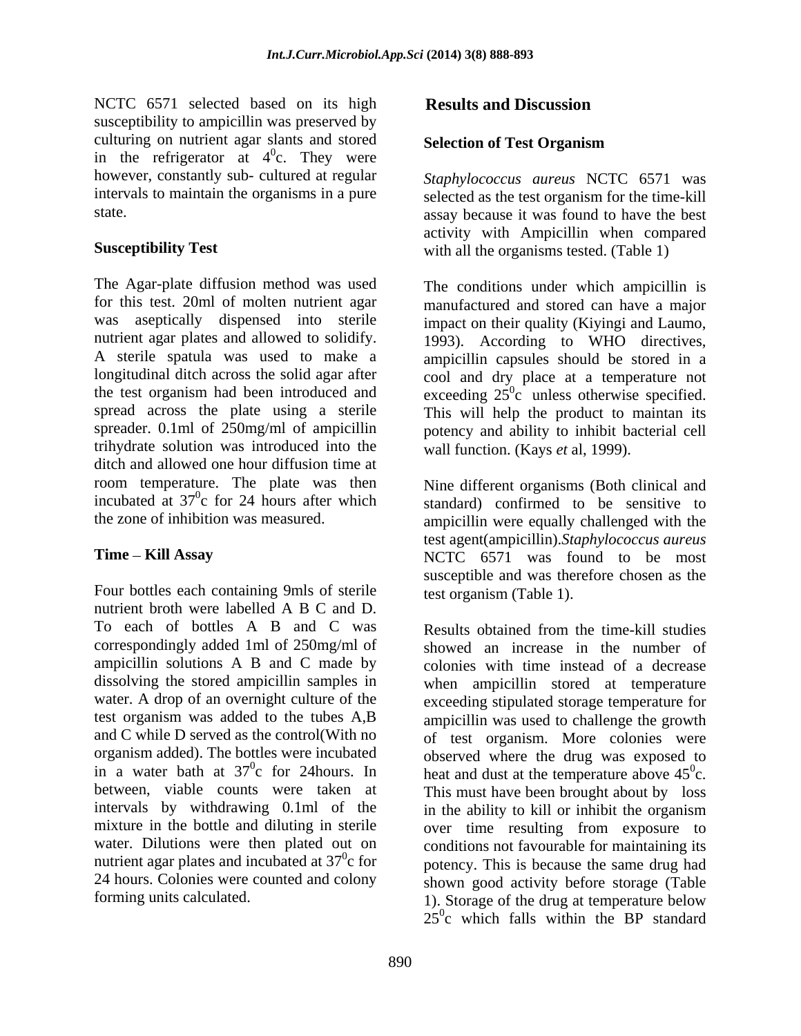NCTC 6571 selected based on its high susceptibility to ampicillin was preserved by culturing on nutrient agar slants and stored in the refrigerator at $4^0$c. They were however, constantly sub- cultured at regular intervals to maintain the organisms in a pure state.

**Susceptibility Test**

The Agar-plate diffusion method was used for this test. 20ml of molten nutrient agar was aseptically dispensed into sterile nutrient agar plates and allowed to solidify. A sterile spatula was used to make a longitudinal ditch across the solid agar after the test organism had been introduced and spread across the plate using a sterile spreader. 0.1ml of 250mg/ml of ampicillin trihydrate solution was introduced into the ditch and allowed one hour diffusion time at room temperature. The plate was then incubated at $37^0$c for 24 hours after which the zone of inhibition was measured.

**Time – Kill Assay**

Four bottles each containing 9mls of sterile nutrient broth were labelled A B C and D. To each of bottles A B and C was correspondingly added 1ml of 250mg/ml of ampicillin solutions A B and C made by dissolving the stored ampicillin samples in water. A drop of an overnight culture of the test organism was added to the tubes A,B and C while D served as the control(With no organism added). The bottles were incubated in a water bath at $37^0$c for 24hours. In between, viable counts were taken at intervals by withdrawing 0.1ml of the mixture in the bottle and diluting in sterile water. Dilutions were then plated out on nutrient agar plates and incubated at $37^0$c for 24 hours. Colonies were counted and colony forming units calculated.

## Results and Discussion

### Selection of Test Organism

*Staphylococcus aureus* NCTC 6571 was selected as the test organism for the time-kill assay because it was found to have the best activity with Ampicillin when compared with all the organisms tested. (Table 1)

The conditions under which ampicillin is manufactured and stored can have a major impact on their quality (Kiyingi and Laumo, 1993). According to WHO directives, ampicillin capsules should be stored in a cool and dry place at a temperature not exceeding $25^0$c unless otherwise specified. This will help the product to maintan its potency and ability to inhibit bacterial cell wall function. (Kays *et* al, 1999).

Nine different organisms (Both clinical and standard) confirmed to be sensitive to ampicillin were equally challenged with the test agent(ampicillin).*Staphylococcus aureus* NCTC 6571 was found to be most susceptible and was therefore chosen as the test organism (Table 1).

Results obtained from the time-kill studies showed an increase in the number of colonies with time instead of a decrease when ampicillin stored at temperature exceeding stipulated storage temperature for ampicillin was used to challenge the growth of test organism. More colonies were observed where the drug was exposed to heat and dust at the temperature above $45^0$c. This must have been brought about by loss in the ability to kill or inhibit the organism over time resulting from exposure to conditions not favourable for maintaining its potency. This is because the same drug had shown good activity before storage (Table 1). Storage of the drug at temperature below $25^0$c which falls within the BP standard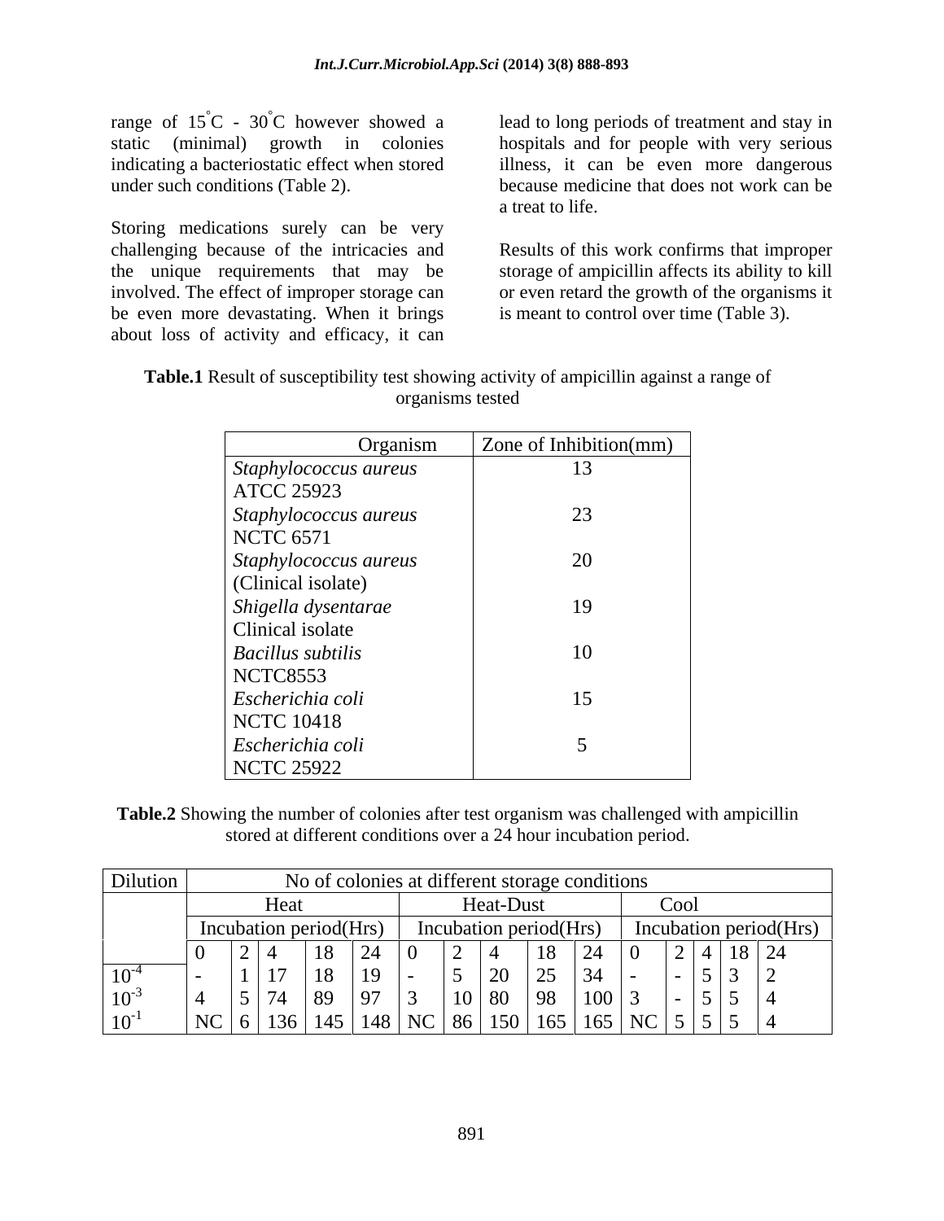range of 15°C - 30°C however showed a static (minimal) growth in colonies indicating a bacteriostatic effect when stored under such conditions (Table 2).

Storing medications surely can be very challenging because of the intricacies and the unique requirements that may be involved. The effect of improper storage can be even more devastating. When it brings about loss of activity and efficacy, it can lead to long periods of treatment and stay in hospitals and for people with very serious illness, it can be even more dangerous because medicine that does not work can be a treat to life.

Results of this work confirms that improper storage of ampicillin affects its ability to kill or even retard the growth of the organisms it is meant to control over time (Table 3).

**Table.1** Result of susceptibility test showing activity of ampicillin against a range of organisms tested

| Organism | Zone of Inhibition(mm) |
|---|---|
| *Staphylococcus aureus* ATCC 25923 | 13 |
| *Staphylococcus aureus* NCTC 6571 | 23 |
| *Staphylococcus aureus* (Clinical isolate) | 20 |
| *Shigella dysentarae* Clinical isolate | 19 |
| *Bacillus subtilis* NCTC8553 | 10 |
| *Escherichia coli* NCTC 10418 | 15 |
| *Escherichia coli* NCTC 25922 | 5 |

**Table.2** Showing the number of colonies after test organism was challenged with ampicillin stored at different conditions over a 24 hour incubation period.

| Dilution | No of colonies at different storage conditions | | | | | | | | | | | | | | |
|---|---|---|---|---|---|---|---|---|---|---|---|---|---|---|---|
| | Heat | | | | | Heat-Dust | | | | | Cool | | | | |
| | Incubation period(Hrs) | | | | | Incubation period(Hrs) | | | | | Incubation period(Hrs) | | | | |
| | 0 | 2 | 4 | 18 | 24 | 0 | 2 | 4 | 18 | 24 | 0 | 2 | 4 | 18 | 24 |
| $10^{-4}$ | - | 1 | 17 | 18 | 19 | - | 5 | 20 | 25 | 34 | - | - | 5 | 3 | 2 |
| $10^{-3}$ | 4 | 5 | 74 | 89 | 97 | 3 | 10 | 80 | 98 | 100 | 3 | - | 5 | 5 | 4 |
| $10^{-1}$ | NC | 6 | 136 | 145 | 148 | NC | 86 | 150 | 165 | 165 | NC | 5 | 5 | 5 | 4 |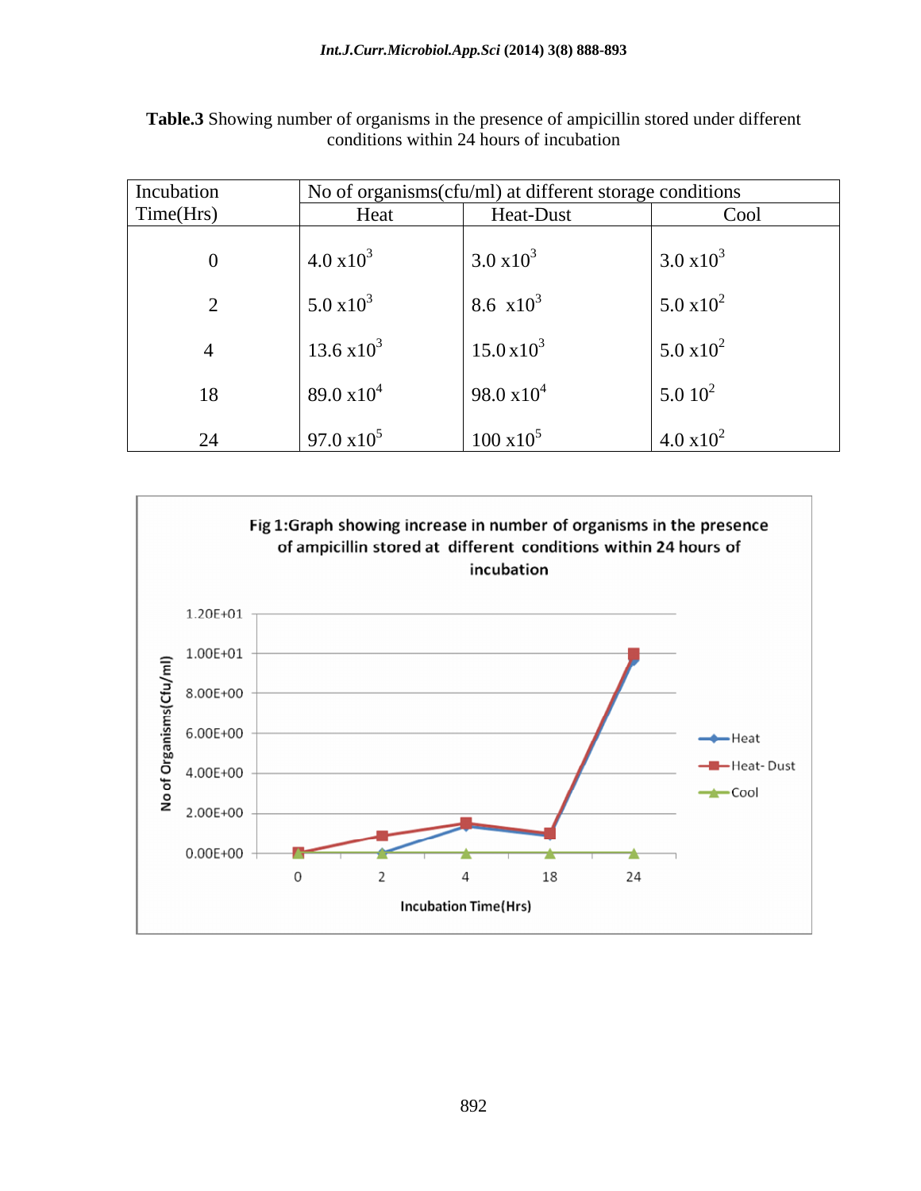**Table.3** Showing number of organisms in the presence of ampicillin stored under different conditions within 24 hours of incubation

| Incubation Time(Hrs) | No of organisms(cfu/ml) at different storage conditions | | |
|---|---|---|---|
| | Heat | Heat-Dust | Cool |
| 0 | $4.0 \times 10^3$ | $3.0 \times 10^3$ | $3.0 \times 10^3$ |
| 2 | $5.0 \times 10^3$ | $8.6 \times 10^3$ | $5.0 \times 10^2$ |
| 4 | $13.6 \times 10^3$ | $15.0 \times 10^3$ | $5.0 \times 10^2$ |
| 18 | $89.0 \times 10^4$ | $98.0 \times 10^4$ | $5.0\ 10^2$ |
| 24 | $97.0 \times 10^5$ | $100 \times 10^5$ | $4.0 \times 10^2$ |

Fig 1:Graph showing increase in number of organisms in the presence of ampicillin stored at different conditions within 24 hours of incubation

| Incubation Time(Hrs) | 0 | 2 | 4 | 18 | 24 |
|---|---|---|---|---|---|

No of Organisms(Cfu/ml): 0.00E+00, 2.00E+00, 4.00E+00, 6.00E+00, 8.00E+00, 1.00E+01, 1.20E+01

Legend: Heat, Heat- Dust, Cool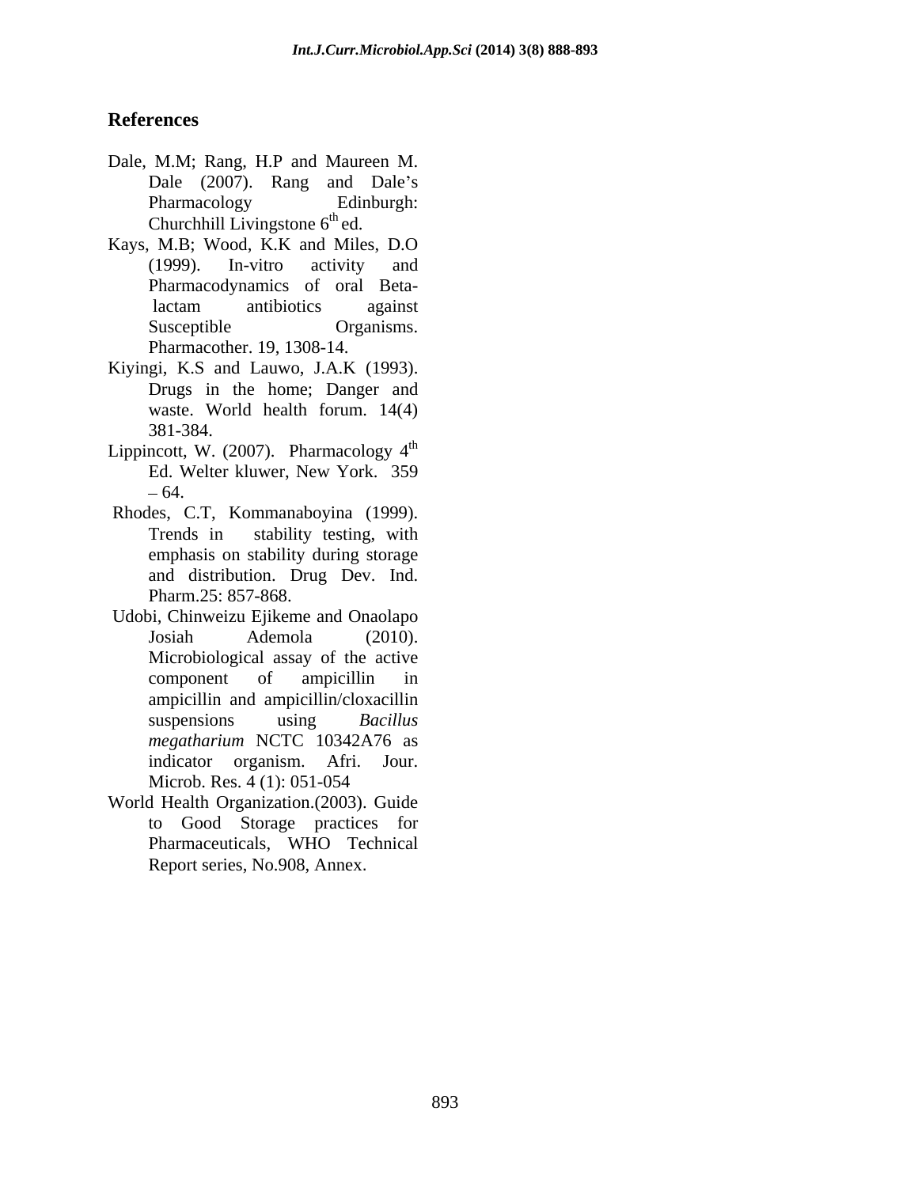## References

Dale, M.M; Rang, H.P and Maureen M. Dale (2007). Rang and Dale's Pharmacology Edinburgh: Churchhill Livingstone 6th ed.

Kays, M.B; Wood, K.K and Miles, D.O (1999). In-vitro activity and Pharmacodynamics of oral Beta-lactam antibiotics against Susceptible Organisms. Pharmacother. 19, 1308-14.

Kiyingi, K.S and Lauwo, J.A.K (1993). Drugs in the home; Danger and waste. World health forum. 14(4) 381-384.

Lippincott, W. (2007). Pharmacology 4th Ed. Welter kluwer, New York. 359 – 64.

Rhodes, C.T, Kommanaboyina (1999). Trends in stability testing, with emphasis on stability during storage and distribution. Drug Dev. Ind. Pharm.25: 857-868.

Udobi, Chinweizu Ejikeme and Onaolapo Josiah Ademola (2010). Microbiological assay of the active component of ampicillin in ampicillin and ampicillin/cloxacillin suspensions using *Bacillus megatharium* NCTC 10342A76 as indicator organism. Afri. Jour. Microb. Res. 4 (1): 051-054

World Health Organization.(2003). Guide to Good Storage practices for Pharmaceuticals, WHO Technical Report series, No.908, Annex.